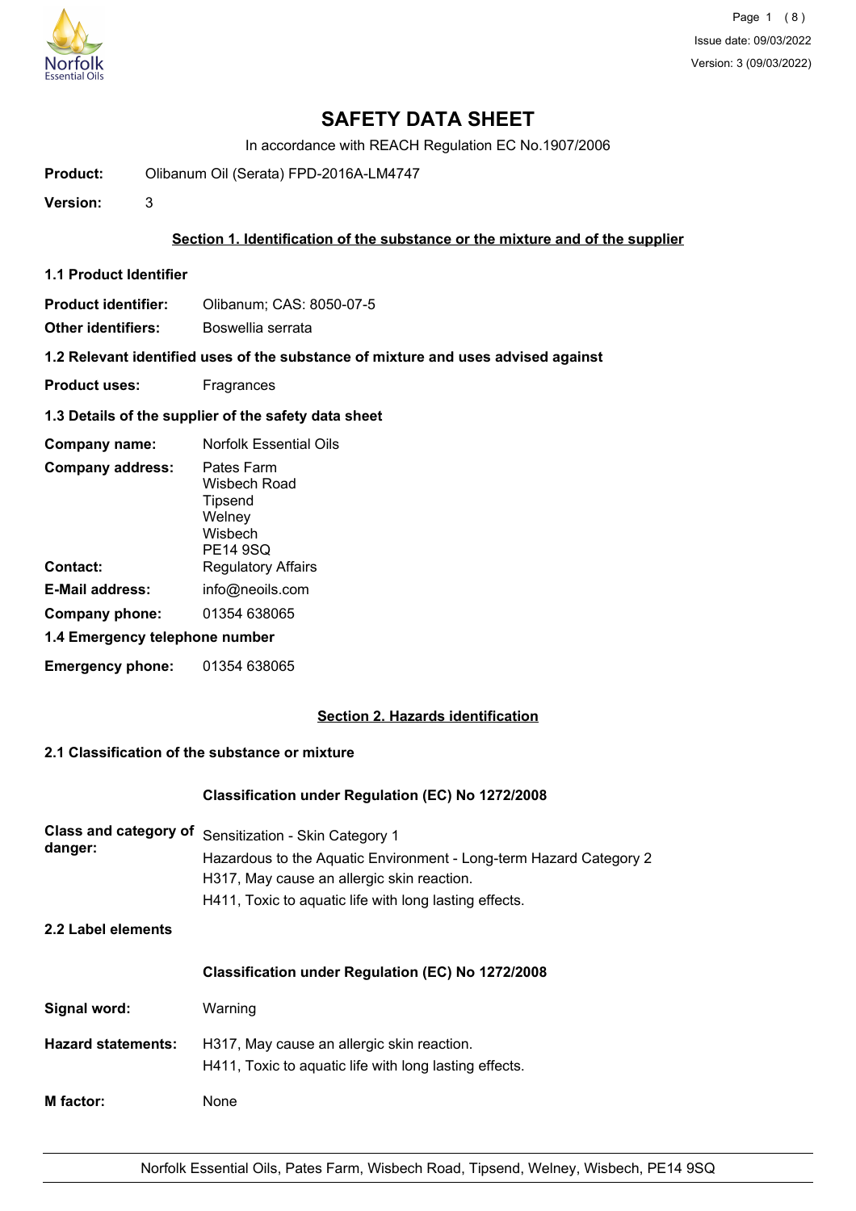# SAFETY DATA SHEET

In accordance with REACH Regulation EC No.1907/2006

**Product:** Olibanum Oil (Serata) FPD-2016A-LM4747

**Version:** 3

## Section 1. Identification of the substance or the mixture and of the supplier

### 1.1 Product Identifier

**Product identifier:** Olibanum; CAS: 8050-07-5

**Other identifiers:** Boswellia serrata

### 1.2 Relevant identified uses of the substance of mixture and uses advised against

**Product uses:** Fragrances

### 1.3 Details of the supplier of the safety data sheet

**Company name:** Norfolk Essential Oils

**Company address:** Pates Farm
Wisbech Road
Tipsend
Welney
Wisbech
PE14 9SQ

**Contact:** Regulatory Affairs

**E-Mail address:** info@neoils.com

**Company phone:** 01354 638065

### 1.4 Emergency telephone number

**Emergency phone:** 01354 638065

## Section 2. Hazards identification

### 2.1 Classification of the substance or mixture

**Classification under Regulation (EC) No 1272/2008**

**Class and category of danger:**
Sensitization - Skin Category 1
Hazardous to the Aquatic Environment - Long-term Hazard Category 2
H317, May cause an allergic skin reaction.
H411, Toxic to aquatic life with long lasting effects.

### 2.2 Label elements

**Classification under Regulation (EC) No 1272/2008**

**Signal word:** Warning

**Hazard statements:**
H317, May cause an allergic skin reaction.
H411, Toxic to aquatic life with long lasting effects.

**M factor:** None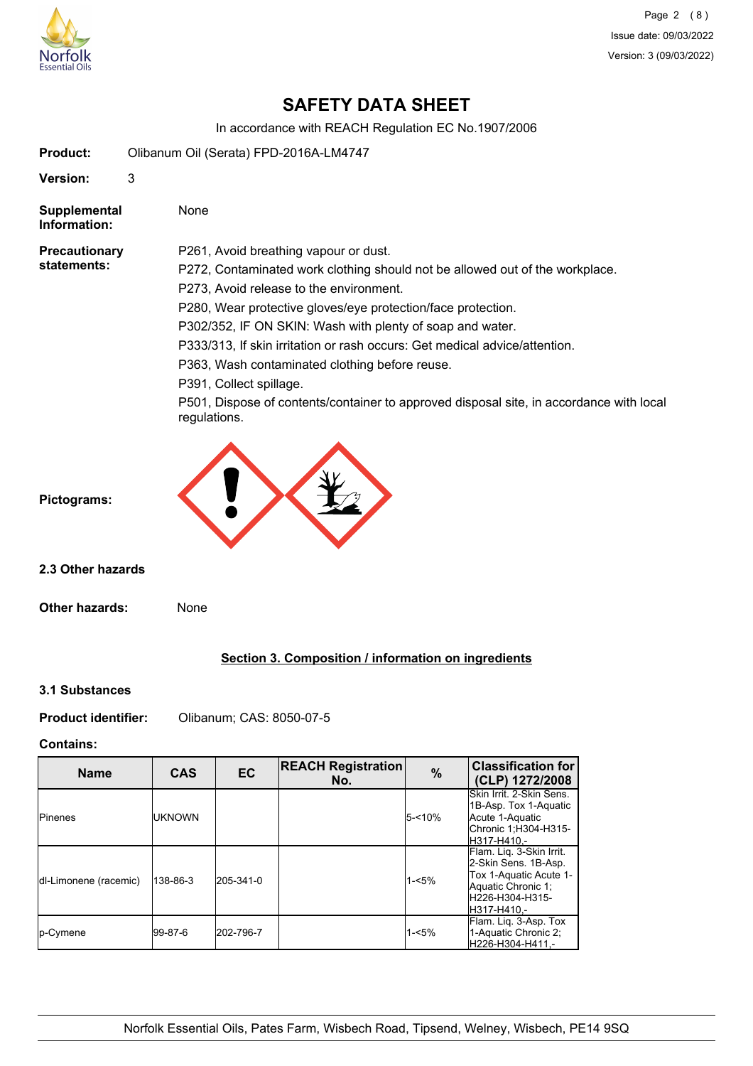# SAFETY DATA SHEET

In accordance with REACH Regulation EC No.1907/2006

**Product:** Olibanum Oil (Serata) FPD-2016A-LM4747

**Version:** 3

**Supplemental Information:** None

**Precautionary statements:**

P261, Avoid breathing vapour or dust.

P272, Contaminated work clothing should not be allowed out of the workplace.

P273, Avoid release to the environment.

P280, Wear protective gloves/eye protection/face protection.

P302/352, IF ON SKIN: Wash with plenty of soap and water.

P333/313, If skin irritation or rash occurs: Get medical advice/attention.

P363, Wash contaminated clothing before reuse.

P391, Collect spillage.

P501, Dispose of contents/container to approved disposal site, in accordance with local regulations.

**Pictograms:**

### 2.3 Other hazards

**Other hazards:** None

## Section 3. Composition / information on ingredients

### 3.1 Substances

**Product identifier:** Olibanum; CAS: 8050-07-5

**Contains:**

| Name | CAS | EC | REACH Registration No. | % | Classification for (CLP) 1272/2008 |
|---|---|---|---|---|---|
| Pinenes | UKNOWN | | | 5-<10% | Skin Irrit. 2-Skin Sens. 1B-Asp. Tox 1-Aquatic Acute 1-Aquatic Chronic 1;H304-H315-H317-H410,- |
| dl-Limonene (racemic) | 138-86-3 | 205-341-0 | | 1-<5% | Flam. Liq. 3-Skin Irrit. 2-Skin Sens. 1B-Asp. Tox 1-Aquatic Acute 1-Aquatic Chronic 1; H226-H304-H315-H317-H410,- |
| p-Cymene | 99-87-6 | 202-796-7 | | 1-<5% | Flam. Liq. 3-Asp. Tox 1-Aquatic Chronic 2; H226-H304-H411,- |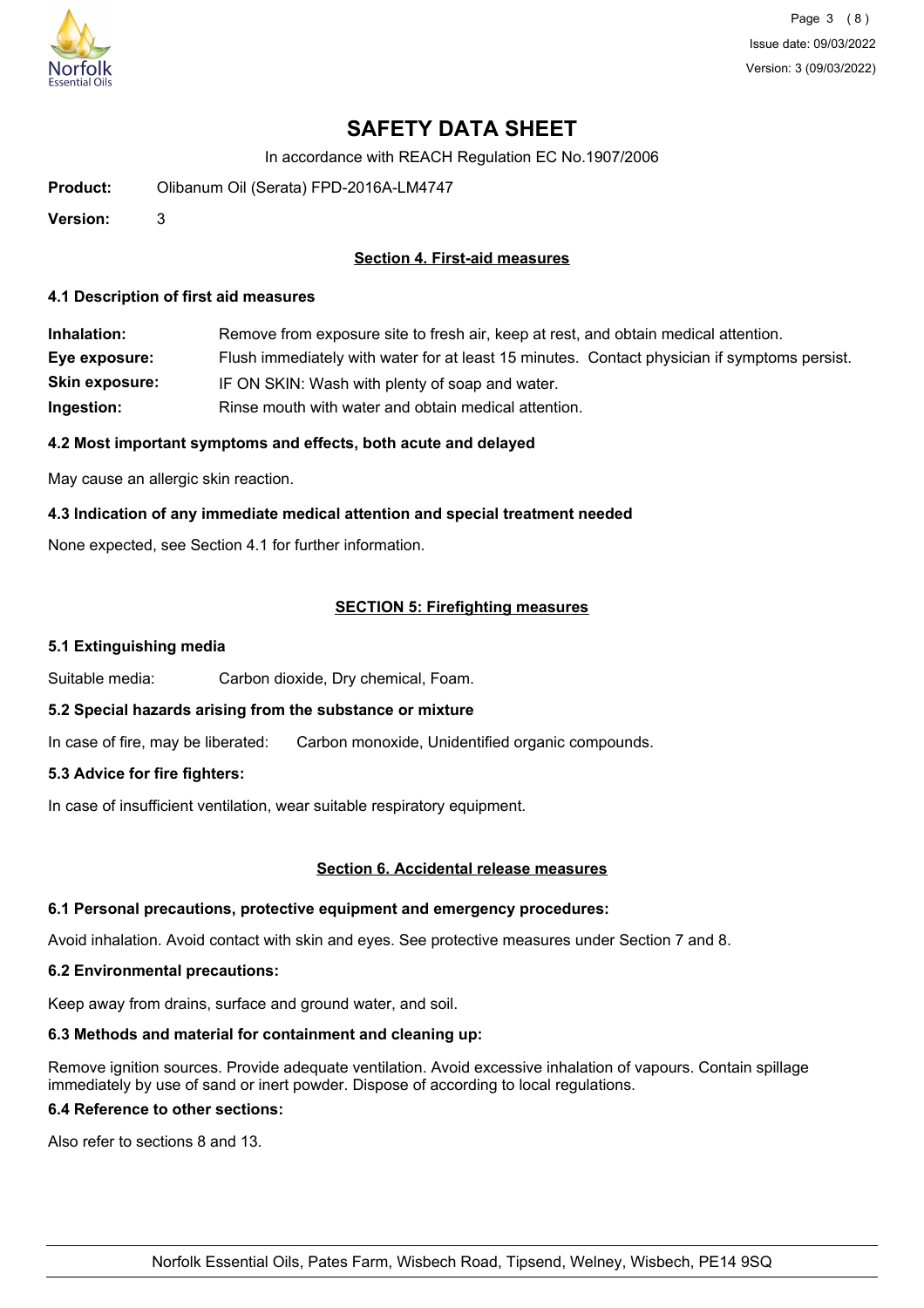# SAFETY DATA SHEET

In accordance with REACH Regulation EC No.1907/2006

**Product:** Olibanum Oil (Serata) FPD-2016A-LM4747

**Version:** 3

## Section 4. First-aid measures

### 4.1 Description of first aid measures

**Inhalation:** Remove from exposure site to fresh air, keep at rest, and obtain medical attention.

**Eye exposure:** Flush immediately with water for at least 15 minutes. Contact physician if symptoms persist.

**Skin exposure:** IF ON SKIN: Wash with plenty of soap and water.

**Ingestion:** Rinse mouth with water and obtain medical attention.

### 4.2 Most important symptoms and effects, both acute and delayed

May cause an allergic skin reaction.

### 4.3 Indication of any immediate medical attention and special treatment needed

None expected, see Section 4.1 for further information.

## SECTION 5: Firefighting measures

### 5.1 Extinguishing media

Suitable media: Carbon dioxide, Dry chemical, Foam.

### 5.2 Special hazards arising from the substance or mixture

In case of fire, may be liberated: Carbon monoxide, Unidentified organic compounds.

### 5.3 Advice for fire fighters:

In case of insufficient ventilation, wear suitable respiratory equipment.

## Section 6. Accidental release measures

### 6.1 Personal precautions, protective equipment and emergency procedures:

Avoid inhalation. Avoid contact with skin and eyes. See protective measures under Section 7 and 8.

### 6.2 Environmental precautions:

Keep away from drains, surface and ground water, and soil.

### 6.3 Methods and material for containment and cleaning up:

Remove ignition sources. Provide adequate ventilation. Avoid excessive inhalation of vapours. Contain spillage immediately by use of sand or inert powder. Dispose of according to local regulations.

### 6.4 Reference to other sections:

Also refer to sections 8 and 13.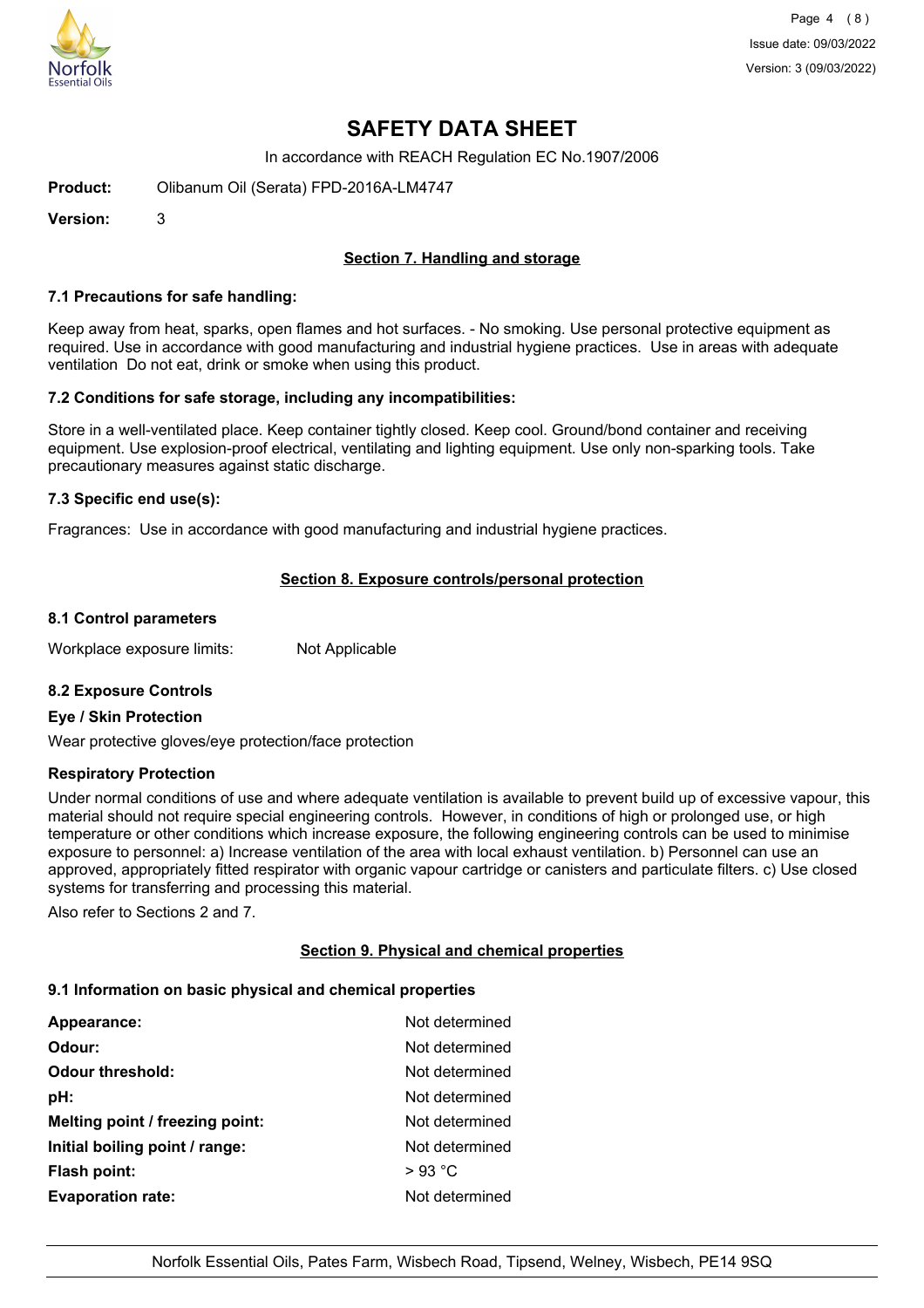# SAFETY DATA SHEET

In accordance with REACH Regulation EC No.1907/2006

**Product:** Olibanum Oil (Serata) FPD-2016A-LM4747

**Version:** 3

## Section 7. Handling and storage

### 7.1 Precautions for safe handling:

Keep away from heat, sparks, open flames and hot surfaces. - No smoking. Use personal protective equipment as required. Use in accordance with good manufacturing and industrial hygiene practices. Use in areas with adequate ventilation Do not eat, drink or smoke when using this product.

### 7.2 Conditions for safe storage, including any incompatibilities:

Store in a well-ventilated place. Keep container tightly closed. Keep cool. Ground/bond container and receiving equipment. Use explosion-proof electrical, ventilating and lighting equipment. Use only non-sparking tools. Take precautionary measures against static discharge.

### 7.3 Specific end use(s):

Fragrances: Use in accordance with good manufacturing and industrial hygiene practices.

## Section 8. Exposure controls/personal protection

### 8.1 Control parameters

Workplace exposure limits: Not Applicable

### 8.2 Exposure Controls

**Eye / Skin Protection**

Wear protective gloves/eye protection/face protection

**Respiratory Protection**

Under normal conditions of use and where adequate ventilation is available to prevent build up of excessive vapour, this material should not require special engineering controls. However, in conditions of high or prolonged use, or high temperature or other conditions which increase exposure, the following engineering controls can be used to minimise exposure to personnel: a) Increase ventilation of the area with local exhaust ventilation. b) Personnel can use an approved, appropriately fitted respirator with organic vapour cartridge or canisters and particulate filters. c) Use closed systems for transferring and processing this material.

Also refer to Sections 2 and 7.

## Section 9. Physical and chemical properties

### 9.1 Information on basic physical and chemical properties

| | |
|---|---|
| **Appearance:** | Not determined |
| **Odour:** | Not determined |
| **Odour threshold:** | Not determined |
| **pH:** | Not determined |
| **Melting point / freezing point:** | Not determined |
| **Initial boiling point / range:** | Not determined |
| **Flash point:** | > 93 °C |
| **Evaporation rate:** | Not determined |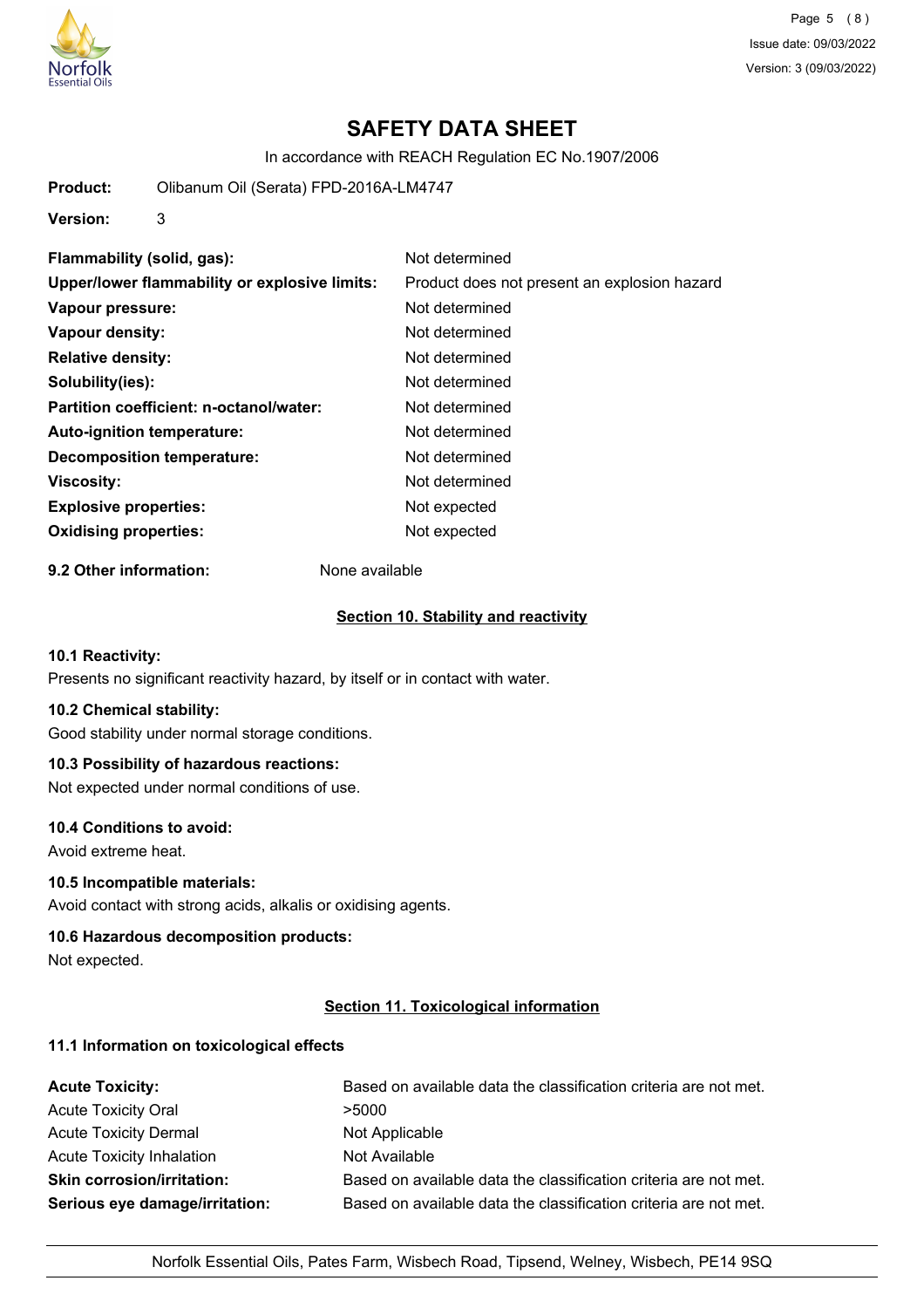# SAFETY DATA SHEET

In accordance with REACH Regulation EC No.1907/2006

**Product:** Olibanum Oil (Serata) FPD-2016A-LM4747

**Version:** 3

| | |
|---|---|
| **Flammability (solid, gas):** | Not determined |
| **Upper/lower flammability or explosive limits:** | Product does not present an explosion hazard |
| **Vapour pressure:** | Not determined |
| **Vapour density:** | Not determined |
| **Relative density:** | Not determined |
| **Solubility(ies):** | Not determined |
| **Partition coefficient: n-octanol/water:** | Not determined |
| **Auto-ignition temperature:** | Not determined |
| **Decomposition temperature:** | Not determined |
| **Viscosity:** | Not determined |
| **Explosive properties:** | Not expected |
| **Oxidising properties:** | Not expected |

**9.2 Other information:** None available

## Section 10. Stability and reactivity

**10.1 Reactivity:**

Presents no significant reactivity hazard, by itself or in contact with water.

**10.2 Chemical stability:**

Good stability under normal storage conditions.

**10.3 Possibility of hazardous reactions:**

Not expected under normal conditions of use.

**10.4 Conditions to avoid:**

Avoid extreme heat.

**10.5 Incompatible materials:**

Avoid contact with strong acids, alkalis or oxidising agents.

**10.6 Hazardous decomposition products:**

Not expected.

## Section 11. Toxicological information

**11.1 Information on toxicological effects**

| | |
|---|---|
| **Acute Toxicity:** | Based on available data the classification criteria are not met. |
| Acute Toxicity Oral | >5000 |
| Acute Toxicity Dermal | Not Applicable |
| Acute Toxicity Inhalation | Not Available |
| **Skin corrosion/irritation:** | Based on available data the classification criteria are not met. |
| **Serious eye damage/irritation:** | Based on available data the classification criteria are not met. |

Norfolk Essential Oils, Pates Farm, Wisbech Road, Tipsend, Welney, Wisbech, PE14 9SQ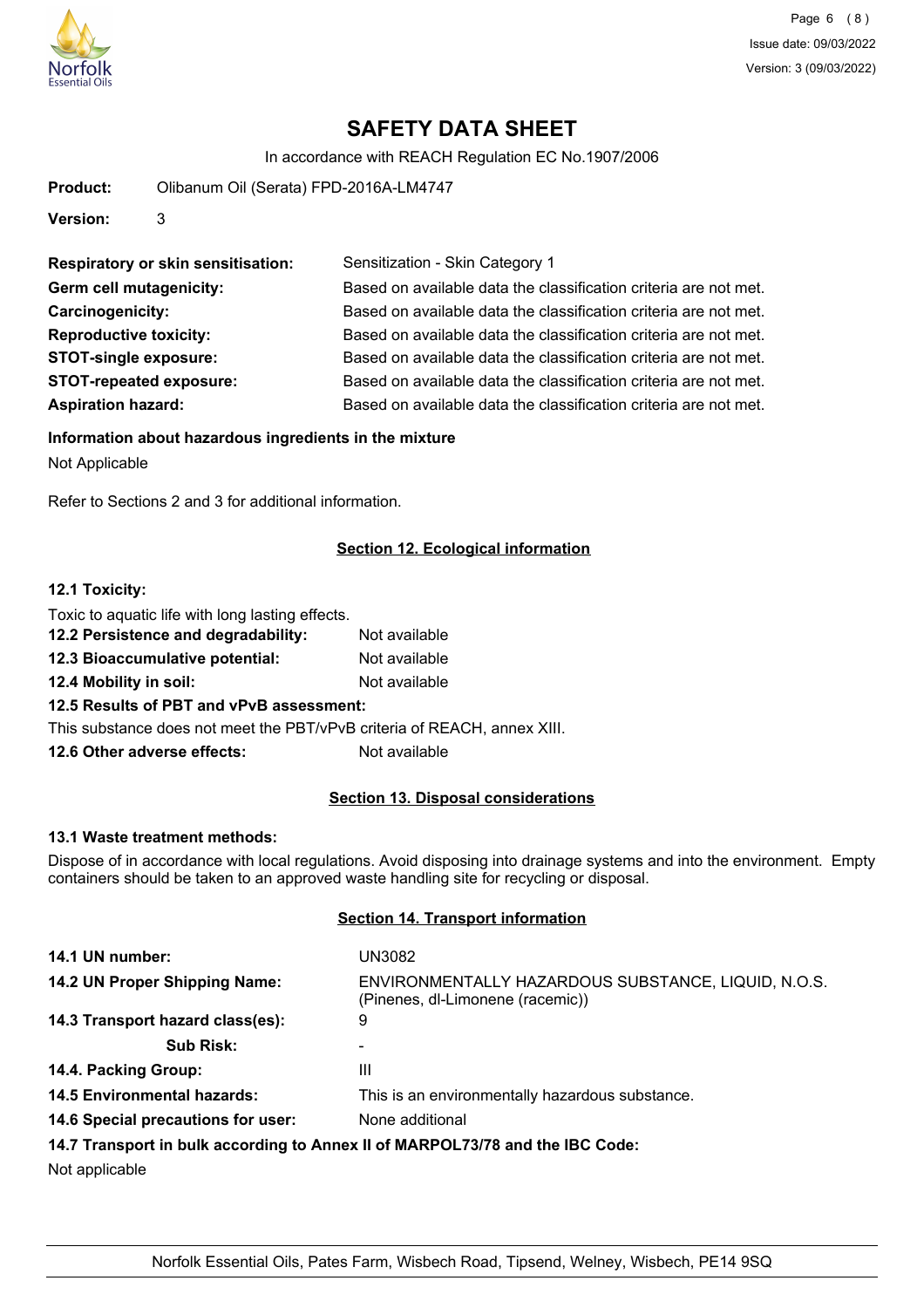**Product:** Olibanum Oil (Serata) FPD-2016A-LM4747

**Version:** 3

| | |
|---|---|
| **Respiratory or skin sensitisation:** | Sensitization - Skin Category 1 |
| **Germ cell mutagenicity:** | Based on available data the classification criteria are not met. |
| **Carcinogenicity:** | Based on available data the classification criteria are not met. |
| **Reproductive toxicity:** | Based on available data the classification criteria are not met. |
| **STOT-single exposure:** | Based on available data the classification criteria are not met. |
| **STOT-repeated exposure:** | Based on available data the classification criteria are not met. |
| **Aspiration hazard:** | Based on available data the classification criteria are not met. |

**Information about hazardous ingredients in the mixture**

Not Applicable

Refer to Sections 2 and 3 for additional information.

## Section 12. Ecological information

**12.1 Toxicity:**

Toxic to aquatic life with long lasting effects.

**12.2 Persistence and degradability:** Not available

**12.3 Bioaccumulative potential:** Not available

**12.4 Mobility in soil:** Not available

**12.5 Results of PBT and vPvB assessment:**

This substance does not meet the PBT/vPvB criteria of REACH, annex XIII.

**12.6 Other adverse effects:** Not available

## Section 13. Disposal considerations

**13.1 Waste treatment methods:**

Dispose of in accordance with local regulations. Avoid disposing into drainage systems and into the environment. Empty containers should be taken to an approved waste handling site for recycling or disposal.

## Section 14. Transport information

| | |
|---|---|
| **14.1 UN number:** | UN3082 |
| **14.2 UN Proper Shipping Name:** | ENVIRONMENTALLY HAZARDOUS SUBSTANCE, LIQUID, N.O.S. (Pinenes, dl-Limonene (racemic)) |
| **14.3 Transport hazard class(es):** | 9 |
| **Sub Risk:** | - |
| **14.4. Packing Group:** | III |
| **14.5 Environmental hazards:** | This is an environmentally hazardous substance. |
| **14.6 Special precautions for user:** | None additional |

**14.7 Transport in bulk according to Annex II of MARPOL73/78 and the IBC Code:**

Not applicable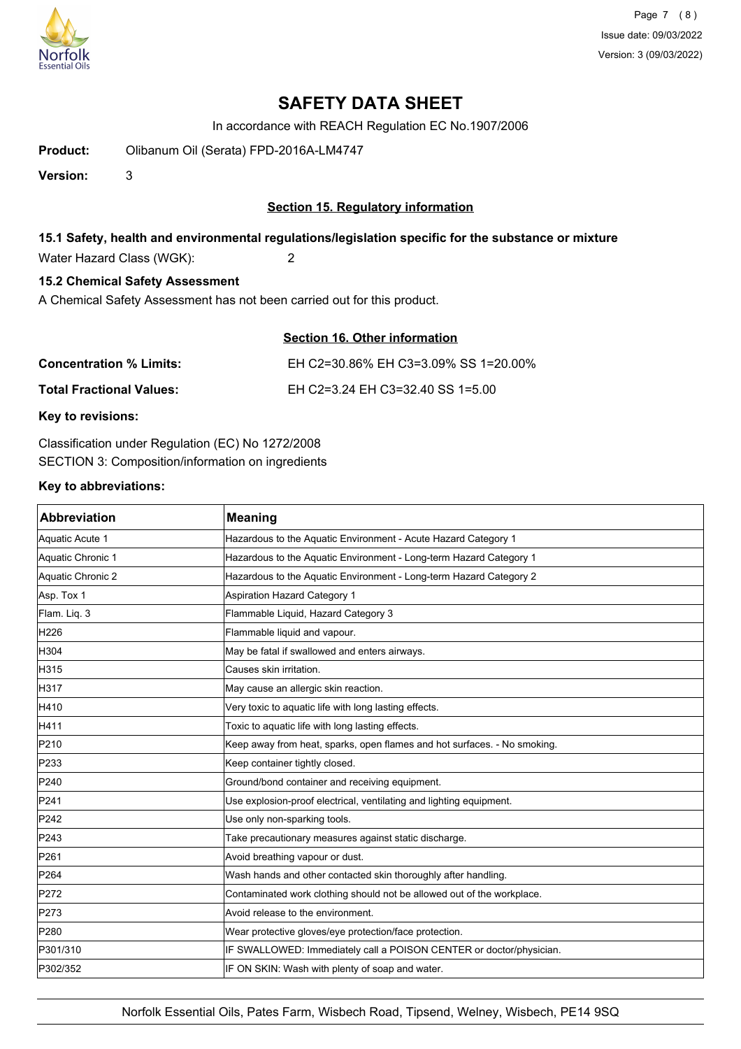# SAFETY DATA SHEET

In accordance with REACH Regulation EC No.1907/2006

**Product:** Olibanum Oil (Serata) FPD-2016A-LM4747

**Version:** 3

## Section 15. Regulatory information

### 15.1 Safety, health and environmental regulations/legislation specific for the substance or mixture

Water Hazard Class (WGK): 2

### 15.2 Chemical Safety Assessment

A Chemical Safety Assessment has not been carried out for this product.

## Section 16. Other information

**Concentration % Limits:** EH C2=30.86% EH C3=3.09% SS 1=20.00%

**Total Fractional Values:** EH C2=3.24 EH C3=32.40 SS 1=5.00

**Key to revisions:**

Classification under Regulation (EC) No 1272/2008
SECTION 3: Composition/information on ingredients

**Key to abbreviations:**

| Abbreviation | Meaning |
|---|---|
| Aquatic Acute 1 | Hazardous to the Aquatic Environment - Acute Hazard Category 1 |
| Aquatic Chronic 1 | Hazardous to the Aquatic Environment - Long-term Hazard Category 1 |
| Aquatic Chronic 2 | Hazardous to the Aquatic Environment - Long-term Hazard Category 2 |
| Asp. Tox 1 | Aspiration Hazard Category 1 |
| Flam. Liq. 3 | Flammable Liquid, Hazard Category 3 |
| H226 | Flammable liquid and vapour. |
| H304 | May be fatal if swallowed and enters airways. |
| H315 | Causes skin irritation. |
| H317 | May cause an allergic skin reaction. |
| H410 | Very toxic to aquatic life with long lasting effects. |
| H411 | Toxic to aquatic life with long lasting effects. |
| P210 | Keep away from heat, sparks, open flames and hot surfaces. - No smoking. |
| P233 | Keep container tightly closed. |
| P240 | Ground/bond container and receiving equipment. |
| P241 | Use explosion-proof electrical, ventilating and lighting equipment. |
| P242 | Use only non-sparking tools. |
| P243 | Take precautionary measures against static discharge. |
| P261 | Avoid breathing vapour or dust. |
| P264 | Wash hands and other contacted skin thoroughly after handling. |
| P272 | Contaminated work clothing should not be allowed out of the workplace. |
| P273 | Avoid release to the environment. |
| P280 | Wear protective gloves/eye protection/face protection. |
| P301/310 | IF SWALLOWED: Immediately call a POISON CENTER or doctor/physician. |
| P302/352 | IF ON SKIN: Wash with plenty of soap and water. |

Norfolk Essential Oils, Pates Farm, Wisbech Road, Tipsend, Welney, Wisbech, PE14 9SQ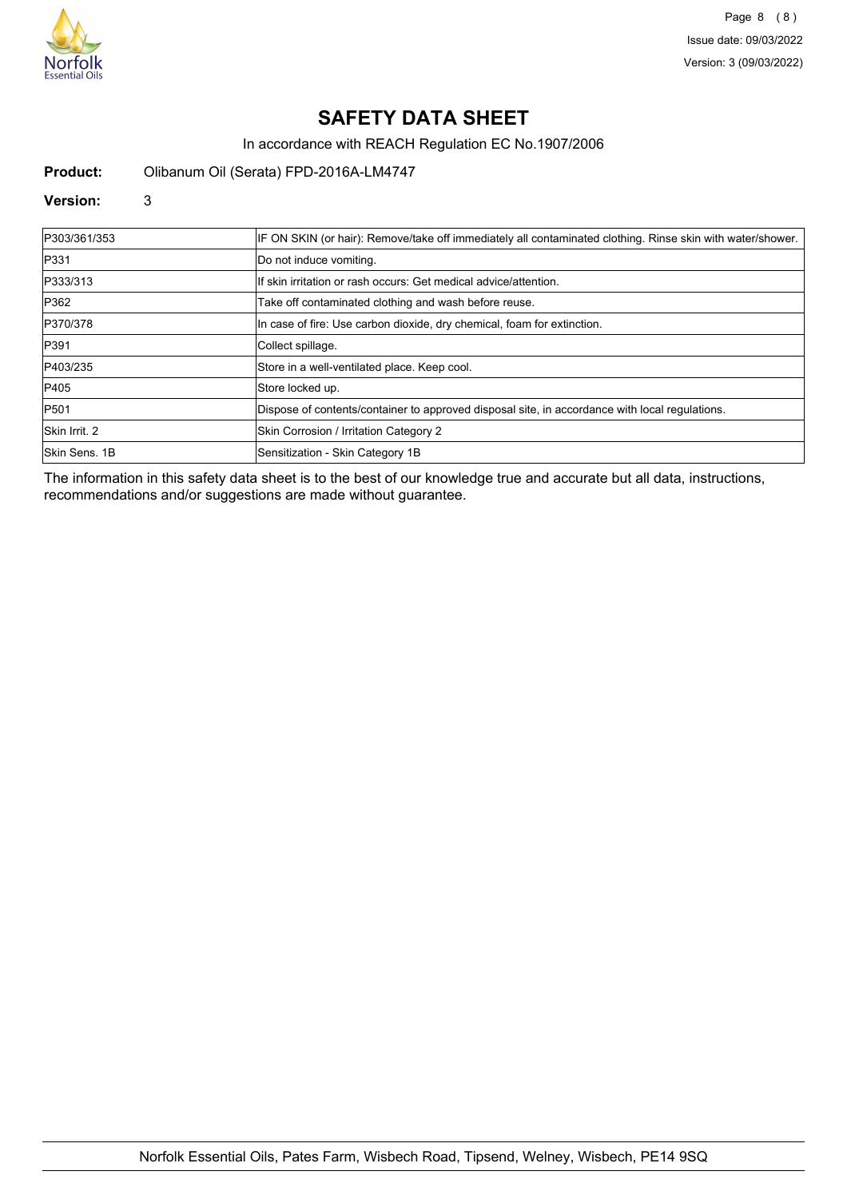# SAFETY DATA SHEET

In accordance with REACH Regulation EC No.1907/2006

**Product:** Olibanum Oil (Serata) FPD-2016A-LM4747

**Version:** 3

| | |
|---|---|
| P303/361/353 | IF ON SKIN (or hair): Remove/take off immediately all contaminated clothing. Rinse skin with water/shower. |
| P331 | Do not induce vomiting. |
| P333/313 | If skin irritation or rash occurs: Get medical advice/attention. |
| P362 | Take off contaminated clothing and wash before reuse. |
| P370/378 | In case of fire: Use carbon dioxide, dry chemical, foam for extinction. |
| P391 | Collect spillage. |
| P403/235 | Store in a well-ventilated place. Keep cool. |
| P405 | Store locked up. |
| P501 | Dispose of contents/container to approved disposal site, in accordance with local regulations. |
| Skin Irrit. 2 | Skin Corrosion / Irritation Category 2 |
| Skin Sens. 1B | Sensitization - Skin Category 1B |

The information in this safety data sheet is to the best of our knowledge true and accurate but all data, instructions, recommendations and/or suggestions are made without guarantee.